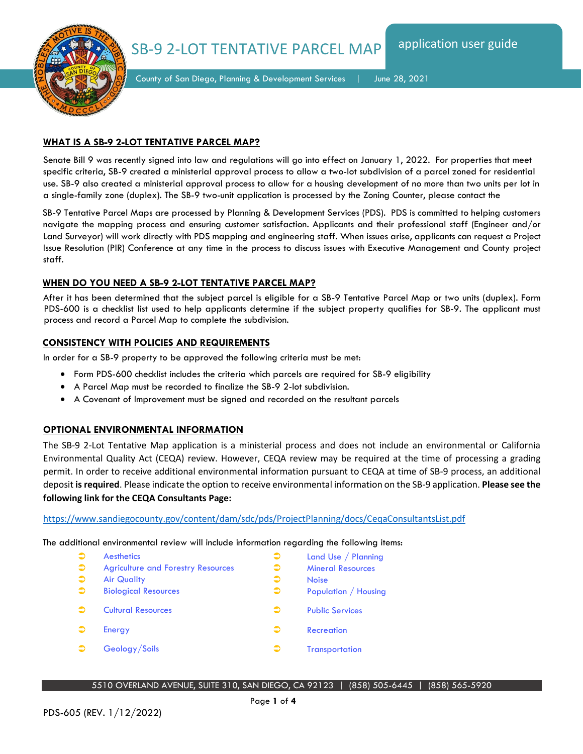# SB-9 2-LOT TENTATIVE PARCEL MAP

application user guide

County of San Diego, Planning & Development Services | June 28, 2021

## WHAT IS A SB-9 2-LOT TENTATIVE PARCEL MAP?

Senate Bill 9 was recently signed into law and regulations will go into effect on January 1, 2022. For properties that meet specific criteria, SB-9 created a ministerial approval process to allow a two-lot subdivision of a parcel zoned for residential use. SB-9 also created a ministerial approval process to allow for a housing development of no more than two units per lot in a single-family zone (duplex). The SB-9 two-unit application is processed by the Zoning Counter, please contact the

SB-9 Tentative Parcel Maps are processed by Planning & Development Services (PDS). PDS is committed to helping customers navigate the mapping process and ensuring customer satisfaction. Applicants and their professional staff (Engineer and/or Land Surveyor) will work directly with PDS mapping and engineering staff. When issues arise, applicants can request a Project Issue Resolution (PIR) Conference at any time in the process to discuss issues with Executive Management and County project staff.

## WHEN DO YOU NEED A SB-9 2-LOT TENTATIVE PARCEL MAP?

After it has been determined that the subject parcel is eligible for a SB-9 Tentative Parcel Map or two units (duplex). Form PDS-600 is a checklist list used to help applicants determine if the subject property qualifies for SB-9. The applicant must process and record a Parcel Map to complete the subdivision.

## CONSISTENCY WITH POLICIES AND REQUIREMENTS

In order for a SB-9 property to be approved the following criteria must be met:

- Form PDS-600 checklist includes the criteria which parcels are required for SB-9 eligibility
- A Parcel Map must be recorded to finalize the SB-9 2-lot subdivision.
- A Covenant of Improvement must be signed and recorded on the resultant parcels

## OPTIONAL ENVIRONMENTAL INFORMATION

The SB-9 2-Lot Tentative Map application is a ministerial process and does not include an environmental or California Environmental Quality Act (CEQA) review. However, CEQA review may be required at the time of processing a grading permit. In order to receive additional environmental information pursuant to CEQA at time of SB-9 process, an additional deposit **is required**. Please indicate the option to receive environmental information on the SB-9 application. **Please see the following link for the CEQA Consultants Page:**

https://www.sandiegocounty.gov/content/dam/sdc/pds/ProjectPlanning/docs/CeqaConsultantsList.pdf

The additional environmental review will include information regarding the following items:

- Aesthetics
- Agriculture and Forestry Resources
- Air Quality
- Biological Resources
- Cultural Resources
- Energy
- Geology/Soils
- Land Use / Planning
- Mineral Resources
- Noise
- Population / Housing
- Public Services
- Recreation
- Transportation

5510 OVERLAND AVENUE, SUITE 310, SAN DIEGO, CA 92123 | (858) 505-6445 | (858) 565-5920

PDS-605 (REV. 1/12/2022)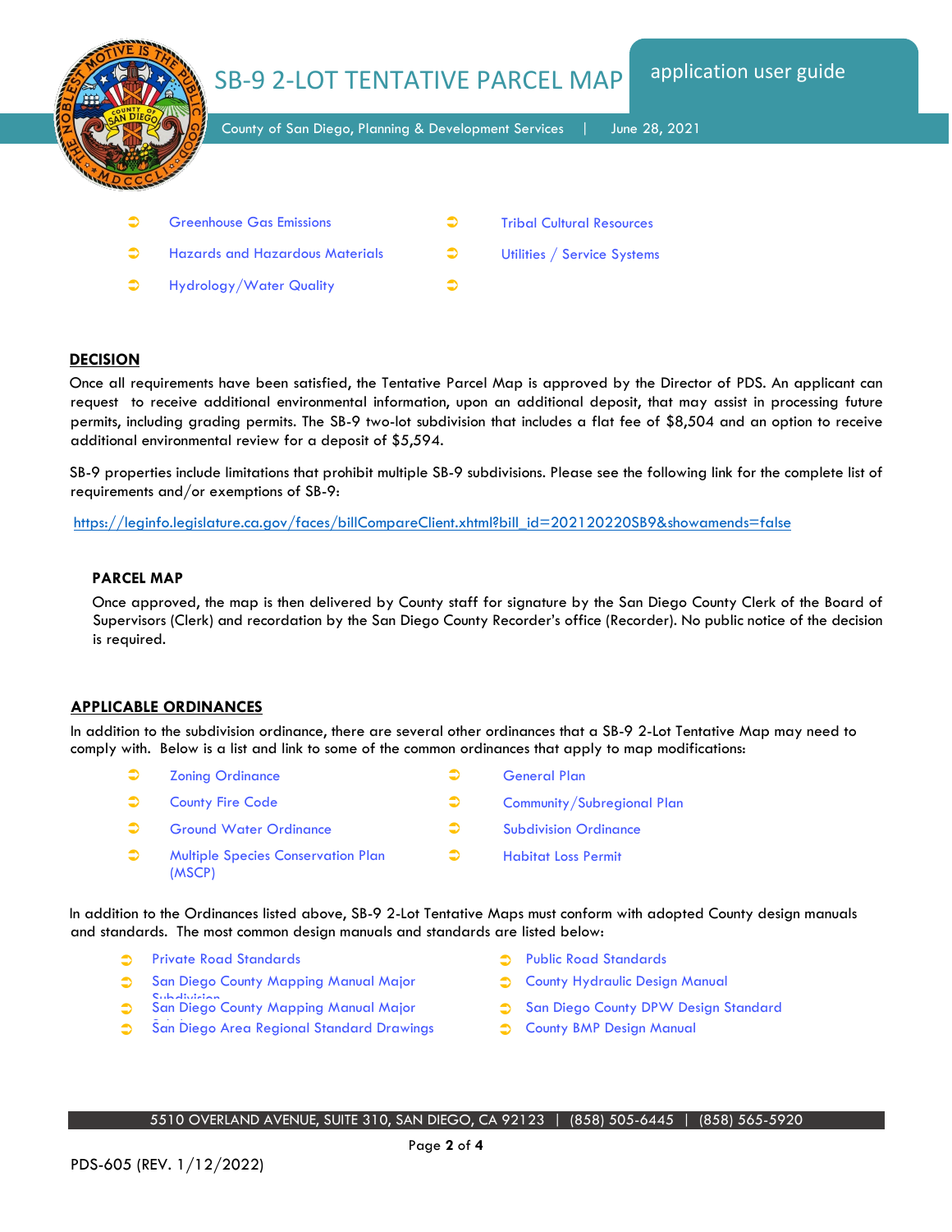- Greenhouse Gas Emissions
- Hazards and Hazardous Materials
- Hydrology/Water Quality
- Tribal Cultural Resources
- Utilities / Service Systems

## DECISION

Once all requirements have been satisfied, the Tentative Parcel Map is approved by the Director of PDS. An applicant can request to receive additional environmental information, upon an additional deposit, that may assist in processing future permits, including grading permits. The SB-9 two-lot subdivision that includes a flat fee of $8,504 and an option to receive additional environmental review for a deposit of $5,594.

SB-9 properties include limitations that prohibit multiple SB-9 subdivisions. Please see the following link for the complete list of requirements and/or exemptions of SB-9:

https://leginfo.legislature.ca.gov/faces/billCompareClient.xhtml?bill_id=202120220SB9&showamends=false

### PARCEL MAP

Once approved, the map is then delivered by County staff for signature by the San Diego County Clerk of the Board of Supervisors (Clerk) and recordation by the San Diego County Recorder's office (Recorder). No public notice of the decision is required.

## APPLICABLE ORDINANCES

In addition to the subdivision ordinance, there are several other ordinances that a SB-9 2-Lot Tentative Map may need to comply with. Below is a list and link to some of the common ordinances that apply to map modifications:

- Zoning Ordinance
- County Fire Code
- Ground Water Ordinance
- Multiple Species Conservation Plan (MSCP)
- General Plan
- Community/Subregional Plan
- Subdivision Ordinance
- Habitat Loss Permit

In addition to the Ordinances listed above, SB-9 2-Lot Tentative Maps must conform with adopted County design manuals and standards. The most common design manuals and standards are listed below:

- Private Road Standards
- San Diego County Mapping Manual Major Subdivision
- San Diego County Mapping Manual Major Subdivision
- San Diego Area Regional Standard Drawings
- Public Road Standards
- County Hydraulic Design Manual
- San Diego County DPW Design Standard
- County BMP Design Manual

5510 OVERLAND AVENUE, SUITE 310, SAN DIEGO, CA 92123 | (858) 505-6445 | (858) 565-5920

PDS-605 (REV. 1/12/2022)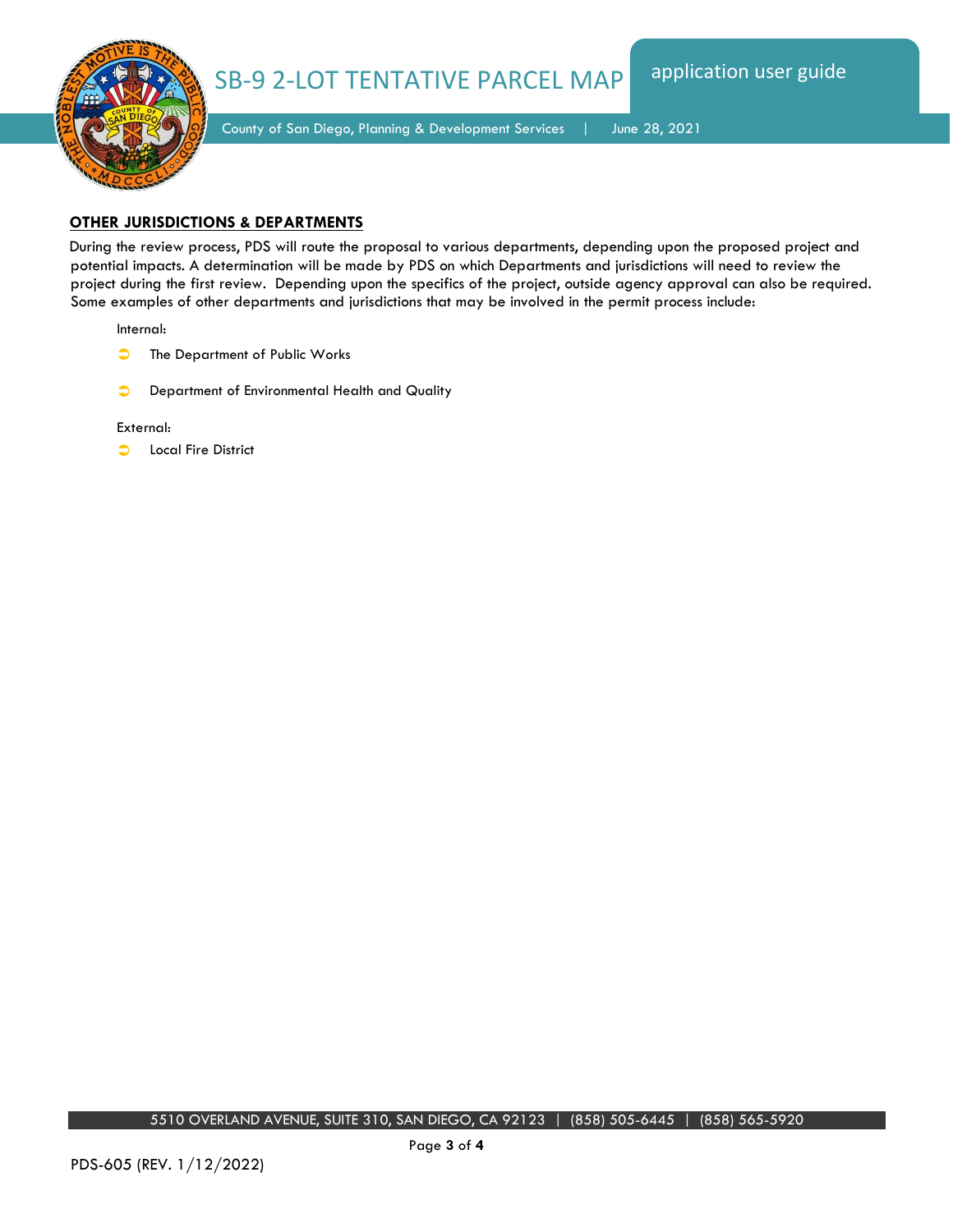## OTHER JURISDICTIONS & DEPARTMENTS

During the review process, PDS will route the proposal to various departments, depending upon the proposed project and potential impacts. A determination will be made by PDS on which Departments and jurisdictions will need to review the project during the first review. Depending upon the specifics of the project, outside agency approval can also be required. Some examples of other departments and jurisdictions that may be involved in the permit process include:

Internal:

- The Department of Public Works
- Department of Environmental Health and Quality

External:

- Local Fire District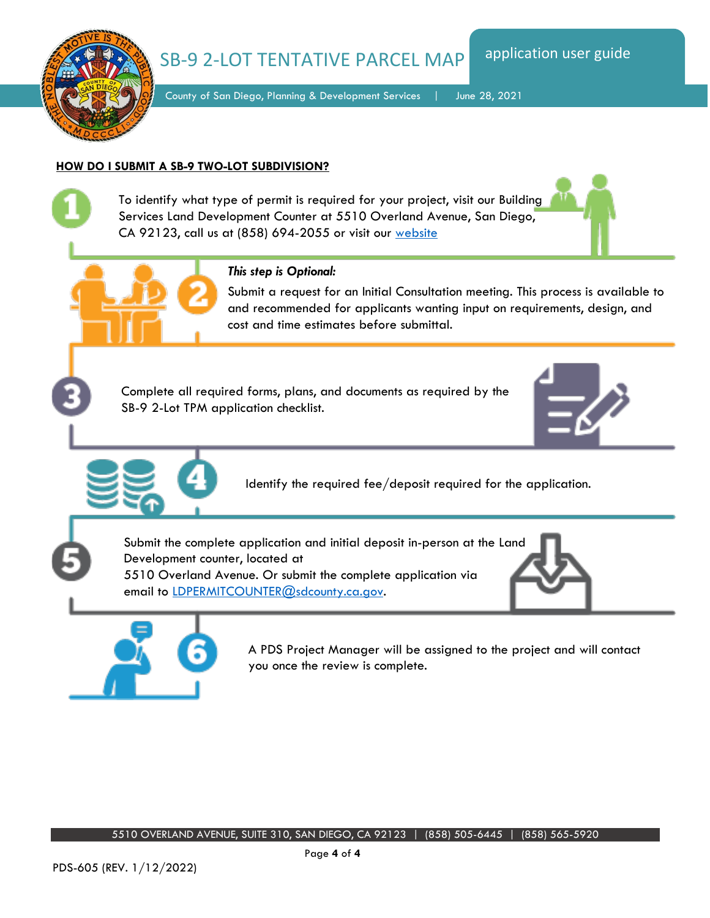## HOW DO I SUBMIT A SB-9 TWO-LOT SUBDIVISION?

1. To identify what type of permit is required for your project, visit our Building Services Land Development Counter at 5510 Overland Avenue, San Diego, CA 92123, call us at (858) 694-2055 or visit our [website](website)

2. ***This step is Optional:***
   Submit a request for an Initial Consultation meeting. This process is available to and recommended for applicants wanting input on requirements, design, and cost and time estimates before submittal.

3. Complete all required forms, plans, and documents as required by the SB-9 2-Lot TPM application checklist.

4. Identify the required fee/deposit required for the application.

5. Submit the complete application and initial deposit in-person at the Land Development counter, located at 5510 Overland Avenue. Or submit the complete application via email to [LDPERMITCOUNTER@sdcounty.ca.gov](mailto:LDPERMITCOUNTER@sdcounty.ca.gov).

6. A PDS Project Manager will be assigned to the project and will contact you once the review is complete.